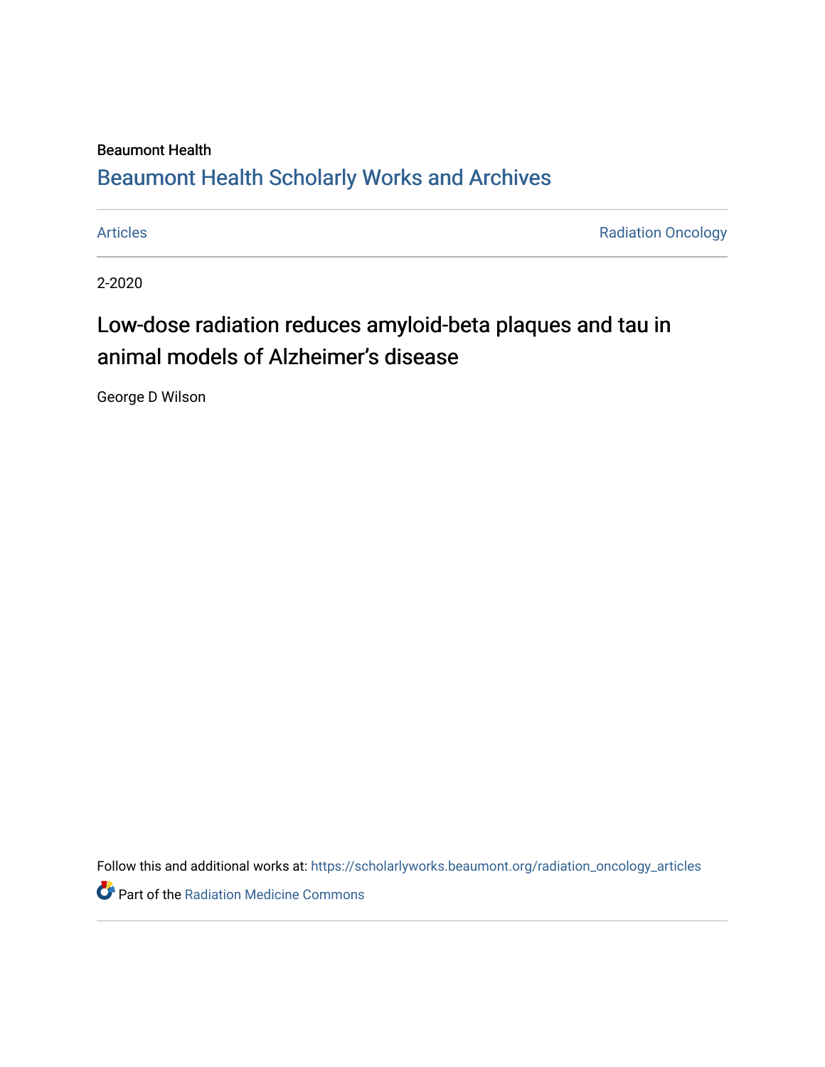Beaumont Health

## Beaumont Health Scholarly Works and Archives

Articles | Radiation Oncology

2-2020

# Low-dose radiation reduces amyloid-beta plaques and tau in animal models of Alzheimer's disease

George D Wilson

Follow this and additional works at: https://scholarlyworks.beaumont.org/radiation_oncology_articles

Part of the Radiation Medicine Commons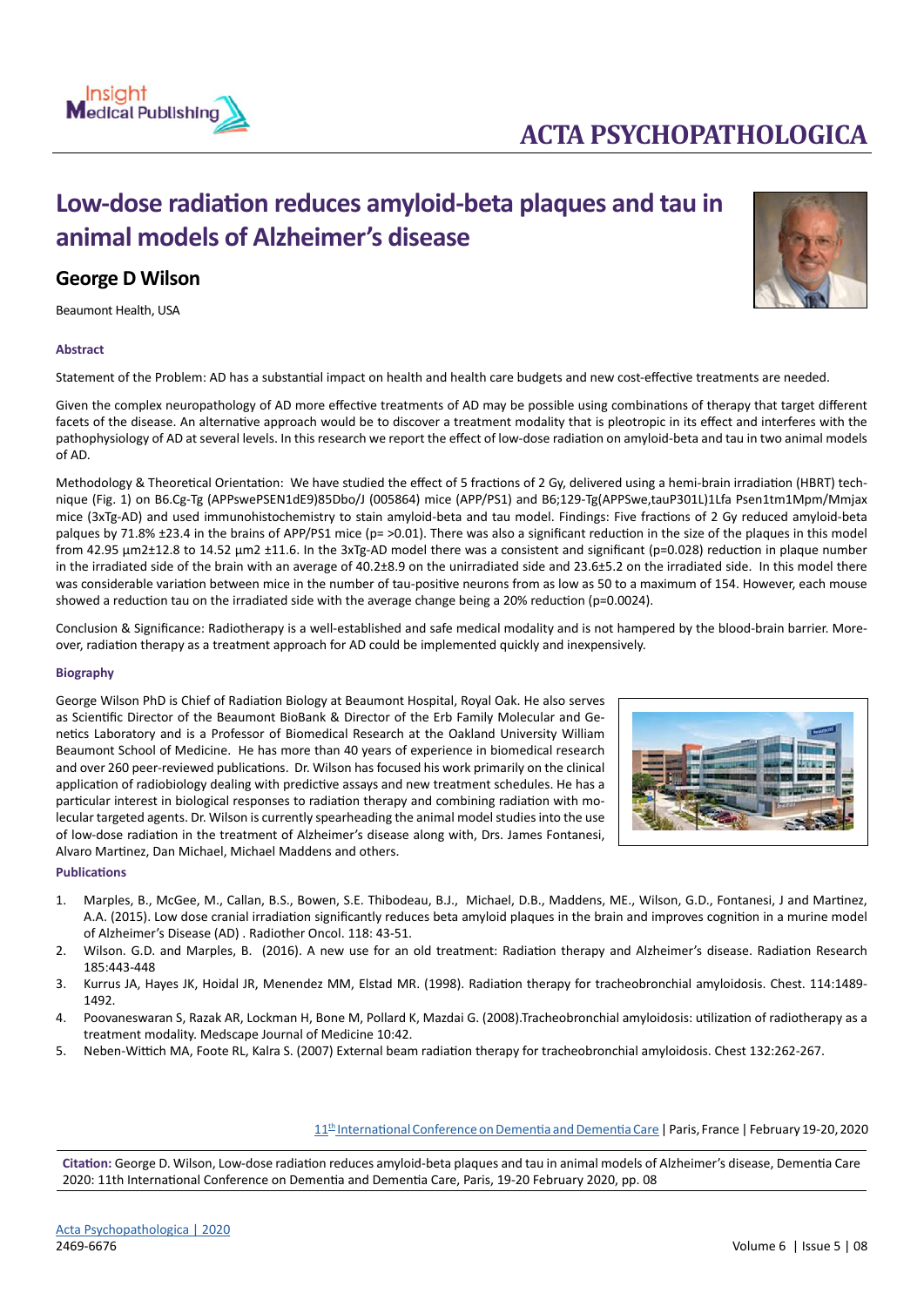# Low-dose radiation reduces amyloid-beta plaques and tau in animal models of Alzheimer's disease

## George D Wilson

Beaumont Health, USA

### Abstract

Statement of the Problem: AD has a substantial impact on health and health care budgets and new cost-effective treatments are needed.

Given the complex neuropathology of AD more effective treatments of AD may be possible using combinations of therapy that target different facets of the disease. An alternative approach would be to discover a treatment modality that is pleotropic in its effect and interferes with the pathophysiology of AD at several levels. In this research we report the effect of low-dose radiation on amyloid-beta and tau in two animal models of AD.

Methodology & Theoretical Orientation: We have studied the effect of 5 fractions of 2 Gy, delivered using a hemi-brain irradiation (HBRT) technique (Fig. 1) on B6.Cg-Tg (APPswePSEN1dE9)85Dbo/J (005864) mice (APP/PS1) and B6;129-Tg(APPSwe,tauP301L)1Lfa Psen1tm1Mpm/Mmjax mice (3xTg-AD) and used immunohistochemistry to stain amyloid-beta and tau model. Findings: Five fractions of 2 Gy reduced amyloid-beta palques by 71.8% ±23.4 in the brains of APP/PS1 mice ($p = >0.01$). There was also a significant reduction in the size of the plaques in this model from 42.95 $\mu m^2 \pm 12.8$ to 14.52 $\mu m^2 \pm 11.6$. In the 3xTg-AD model there was a consistent and significant ($p=0.028$) reduction in plaque number in the irradiated side of the brain with an average of 40.2±8.9 on the unirradiated side and 23.6±5.2 on the irradiated side. In this model there was considerable variation between mice in the number of tau-positive neurons from as low as 50 to a maximum of 154. However, each mouse showed a reduction tau on the irradiated side with the average change being a 20% reduction ($p=0.0024$).

Conclusion & Significance: Radiotherapy is a well-established and safe medical modality and is not hampered by the blood-brain barrier. Moreover, radiation therapy as a treatment approach for AD could be implemented quickly and inexpensively.

### Biography

George Wilson PhD is Chief of Radiation Biology at Beaumont Hospital, Royal Oak. He also serves as Scientific Director of the Beaumont BioBank & Director of the Erb Family Molecular and Genetics Laboratory and is a Professor of Biomedical Research at the Oakland University William Beaumont School of Medicine. He has more than 40 years of experience in biomedical research and over 260 peer-reviewed publications. Dr. Wilson has focused his work primarily on the clinical application of radiobiology dealing with predictive assays and new treatment schedules. He has a particular interest in biological responses to radiation therapy and combining radiation with molecular targeted agents. Dr. Wilson is currently spearheading the animal model studies into the use of low-dose radiation in the treatment of Alzheimer's disease along with, Drs. James Fontanesi, Alvaro Martinez, Dan Michael, Michael Maddens and others.

### Publications

1. Marples, B., McGee, M., Callan, B.S., Bowen, S.E. Thibodeau, B.J., Michael, D.B., Maddens, ME., Wilson, G.D., Fontanesi, J and Martinez, A.A. (2015). Low dose cranial irradiation significantly reduces beta amyloid plaques in the brain and improves cognition in a murine model of Alzheimer's Disease (AD) . Radiother Oncol. 118: 43-51.
2. Wilson. G.D. and Marples, B. (2016). A new use for an old treatment: Radiation therapy and Alzheimer's disease. Radiation Research 185:443-448
3. Kurrus JA, Hayes JK, Hoidal JR, Menendez MM, Elstad MR. (1998). Radiation therapy for tracheobronchial amyloidosis. Chest. 114:1489-1492.
4. Poovaneswaran S, Razak AR, Lockman H, Bone M, Pollard K, Mazdai G. (2008).Tracheobronchial amyloidosis: utilization of radiotherapy as a treatment modality. Medscape Journal of Medicine 10:42.
5. Neben-Wittich MA, Foote RL, Kalra S. (2007) External beam radiation therapy for tracheobronchial amyloidosis. Chest 132:262-267.

11th International Conference on Dementia and Dementia Care | Paris, France | February 19-20, 2020

**Citation:** George D. Wilson, Low-dose radiation reduces amyloid-beta plaques and tau in animal models of Alzheimer's disease, Dementia Care 2020: 11th International Conference on Dementia and Dementia Care, Paris, 19-20 February 2020, pp. 08